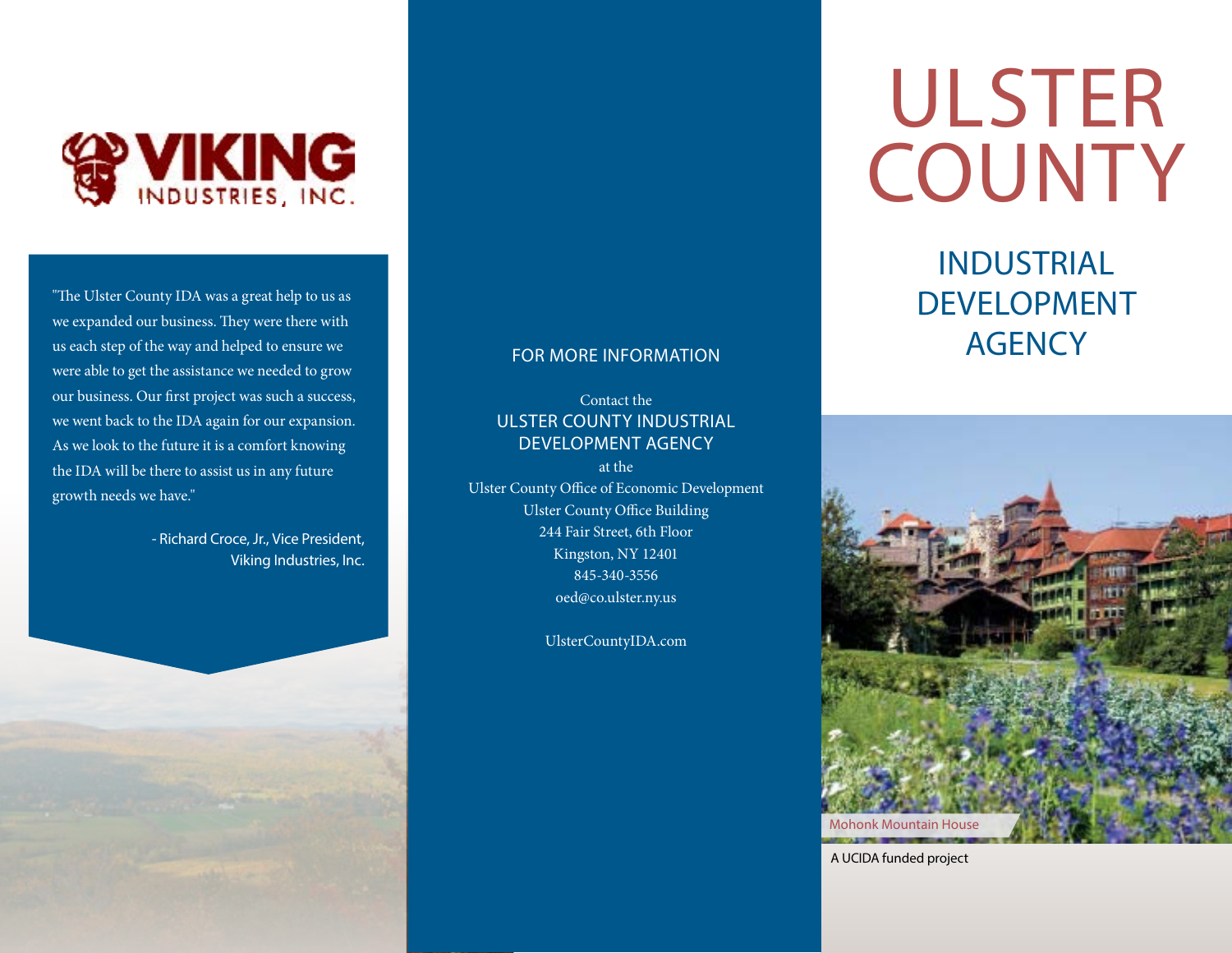VIKING INDUSTRIES, INC.

"The Ulster County IDA was a great help to us as we expanded our business. They were there with us each step of the way and helped to ensure we were able to get the assistance we needed to grow our business. Our first project was such a success, we went back to the IDA again for our expansion. As we look to the future it is a comfort knowing the IDA will be there to assist us in any future growth needs we have."

- Richard Croce, Jr., Vice President, Viking Industries, Inc.

## FOR MORE INFORMATION

Contact the

ULSTER COUNTY INDUSTRIAL DEVELOPMENT AGENCY

at the

Ulster County Office of Economic Development
Ulster County Office Building
244 Fair Street, 6th Floor
Kingston, NY 12401
845-340-3556
oed@co.ulster.ny.us

UlsterCountyIDA.com

# ULSTER COUNTY

## INDUSTRIAL DEVELOPMENT AGENCY

Mohonk Mountain House

A UCIDA funded project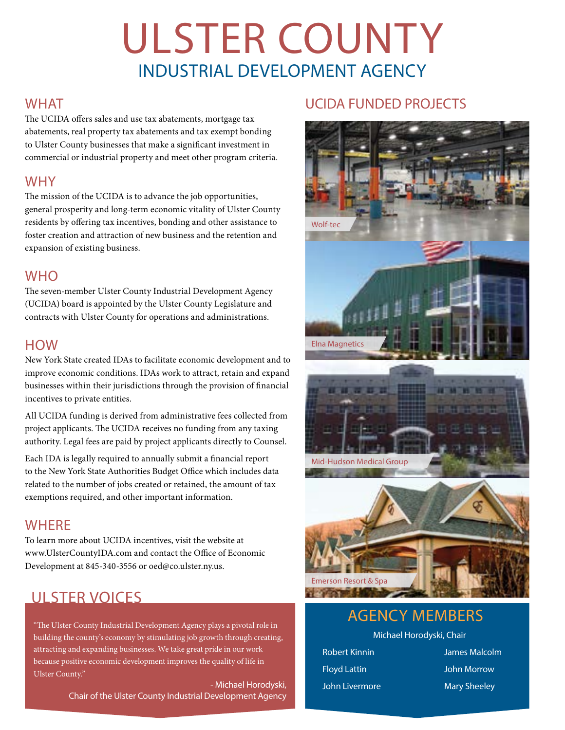# ULSTER COUNTY

## INDUSTRIAL DEVELOPMENT AGENCY

## WHAT

The UCIDA offers sales and use tax abatements, mortgage tax abatements, real property tax abatements and tax exempt bonding to Ulster County businesses that make a significant investment in commercial or industrial property and meet other program criteria.

## WHY

The mission of the UCIDA is to advance the job opportunities, general prosperity and long-term economic vitality of Ulster County residents by offering tax incentives, bonding and other assistance to foster creation and attraction of new business and the retention and expansion of existing business.

## WHO

The seven-member Ulster County Industrial Development Agency (UCIDA) board is appointed by the Ulster County Legislature and contracts with Ulster County for operations and administrations.

## HOW

New York State created IDAs to facilitate economic development and to improve economic conditions. IDAs work to attract, retain and expand businesses within their jurisdictions through the provision of financial incentives to private entities.

All UCIDA funding is derived from administrative fees collected from project applicants. The UCIDA receives no funding from any taxing authority. Legal fees are paid by project applicants directly to Counsel.

Each IDA is legally required to annually submit a financial report to the New York State Authorities Budget Office which includes data related to the number of jobs created or retained, the amount of tax exemptions required, and other important information.

## WHERE

To learn more about UCIDA incentives, visit the website at www.UlsterCountyIDA.com and contact the Office of Economic Development at 845-340-3556 or oed@co.ulster.ny.us.

## ULSTER VOICES

"The Ulster County Industrial Development Agency plays a pivotal role in building the county's economy by stimulating job growth through creating, attracting and expanding businesses. We take great pride in our work because positive economic development improves the quality of life in Ulster County."

- Michael Horodyski,
Chair of the Ulster County Industrial Development Agency

## UCIDA FUNDED PROJECTS

Wolf-tec

Elna Magnetics

Mid-Hudson Medical Group

Emerson Resort & Spa

## AGENCY MEMBERS

Michael Horodyski, Chair

- Robert Kinnin
- Floyd Lattin
- John Livermore
- James Malcolm
- John Morrow
- Mary Sheeley